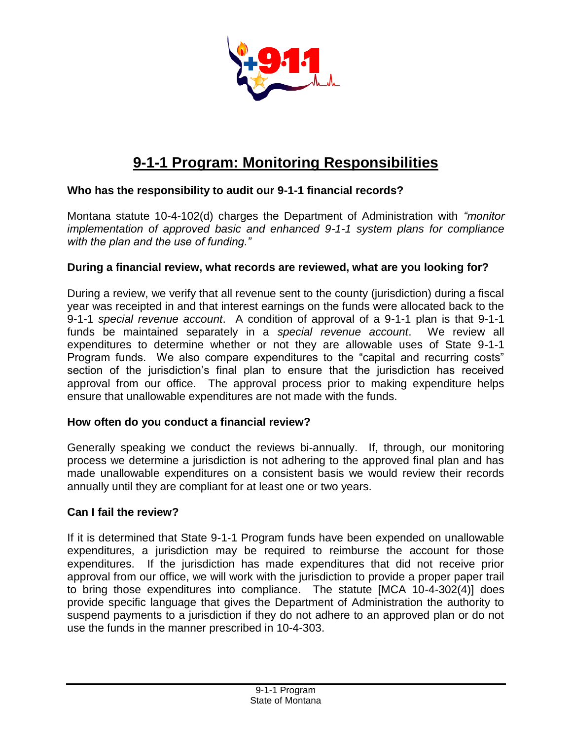# 9-1-1 Program: Monitoring Responsibilities

**Who has the responsibility to audit our 9-1-1 financial records?**

Montana statute 10-4-102(d) charges the Department of Administration with *"monitor implementation of approved basic and enhanced 9-1-1 system plans for compliance with the plan and the use of funding."*

**During a financial review, what records are reviewed, what are you looking for?**

During a review, we verify that all revenue sent to the county (jurisdiction) during a fiscal year was receipted in and that interest earnings on the funds were allocated back to the 9-1-1 *special revenue account*. A condition of approval of a 9-1-1 plan is that 9-1-1 funds be maintained separately in a *special revenue account*. We review all expenditures to determine whether or not they are allowable uses of State 9-1-1 Program funds. We also compare expenditures to the "capital and recurring costs" section of the jurisdiction's final plan to ensure that the jurisdiction has received approval from our office. The approval process prior to making expenditure helps ensure that unallowable expenditures are not made with the funds.

**How often do you conduct a financial review?**

Generally speaking we conduct the reviews bi-annually. If, through, our monitoring process we determine a jurisdiction is not adhering to the approved final plan and has made unallowable expenditures on a consistent basis we would review their records annually until they are compliant for at least one or two years.

**Can I fail the review?**

If it is determined that State 9-1-1 Program funds have been expended on unallowable expenditures, a jurisdiction may be required to reimburse the account for those expenditures. If the jurisdiction has made expenditures that did not receive prior approval from our office, we will work with the jurisdiction to provide a proper paper trail to bring those expenditures into compliance. The statute [MCA 10-4-302(4)] does provide specific language that gives the Department of Administration the authority to suspend payments to a jurisdiction if they do not adhere to an approved plan or do not use the funds in the manner prescribed in 10-4-303.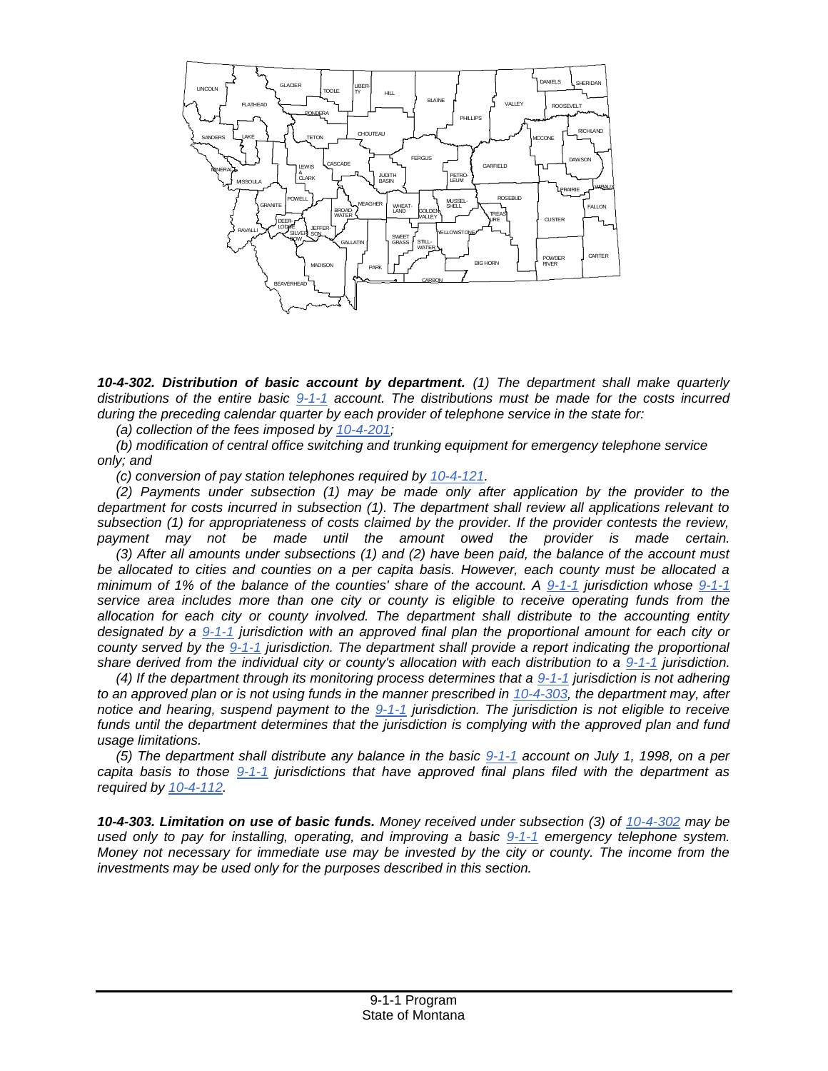***10-4-302. Distribution of basic account by department.*** *(1) The department shall make quarterly distributions of the entire basic 9-1-1 account. The distributions must be made for the costs incurred during the preceding calendar quarter by each provider of telephone service in the state for:*

*(a) collection of the fees imposed by 10-4-201;*

*(b) modification of central office switching and trunking equipment for emergency telephone service only; and*

*(c) conversion of pay station telephones required by 10-4-121.*

*(2) Payments under subsection (1) may be made only after application by the provider to the department for costs incurred in subsection (1). The department shall review all applications relevant to subsection (1) for appropriateness of costs claimed by the provider. If the provider contests the review, payment may not be made until the amount owed the provider is made certain.*

*(3) After all amounts under subsections (1) and (2) have been paid, the balance of the account must be allocated to cities and counties on a per capita basis. However, each county must be allocated a minimum of 1% of the balance of the counties' share of the account. A 9-1-1 jurisdiction whose 9-1-1 service area includes more than one city or county is eligible to receive operating funds from the allocation for each city or county involved. The department shall distribute to the accounting entity designated by a 9-1-1 jurisdiction with an approved final plan the proportional amount for each city or county served by the 9-1-1 jurisdiction. The department shall provide a report indicating the proportional share derived from the individual city or county's allocation with each distribution to a 9-1-1 jurisdiction.*

*(4) If the department through its monitoring process determines that a 9-1-1 jurisdiction is not adhering to an approved plan or is not using funds in the manner prescribed in 10-4-303, the department may, after notice and hearing, suspend payment to the 9-1-1 jurisdiction. The jurisdiction is not eligible to receive funds until the department determines that the jurisdiction is complying with the approved plan and fund usage limitations.*

*(5) The department shall distribute any balance in the basic 9-1-1 account on July 1, 1998, on a per capita basis to those 9-1-1 jurisdictions that have approved final plans filed with the department as required by 10-4-112.*

***10-4-303. Limitation on use of basic funds.*** *Money received under subsection (3) of 10-4-302 may be used only to pay for installing, operating, and improving a basic 9-1-1 emergency telephone system. Money not necessary for immediate use may be invested by the city or county. The income from the investments may be used only for the purposes described in this section.*